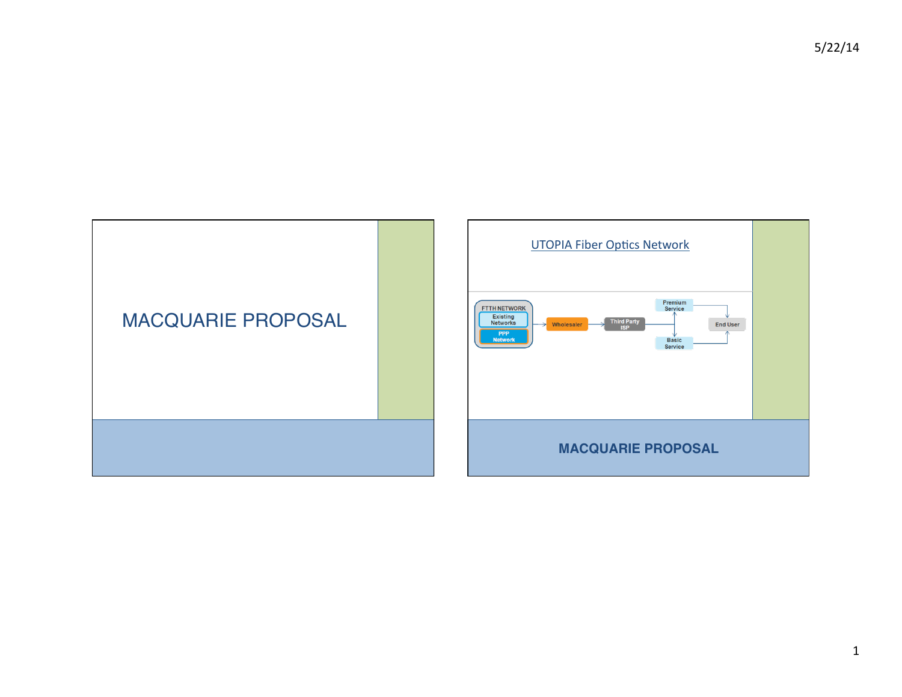# MACQUARIE PROPOSAL

## UTOPIA Fiber Optics Network

FTTH NETWORK
Existing Networks
PPP Network

Wholesaler → Third Party ISP → Premium Service / Basic Service → End User

**MACQUARIE PROPOSAL**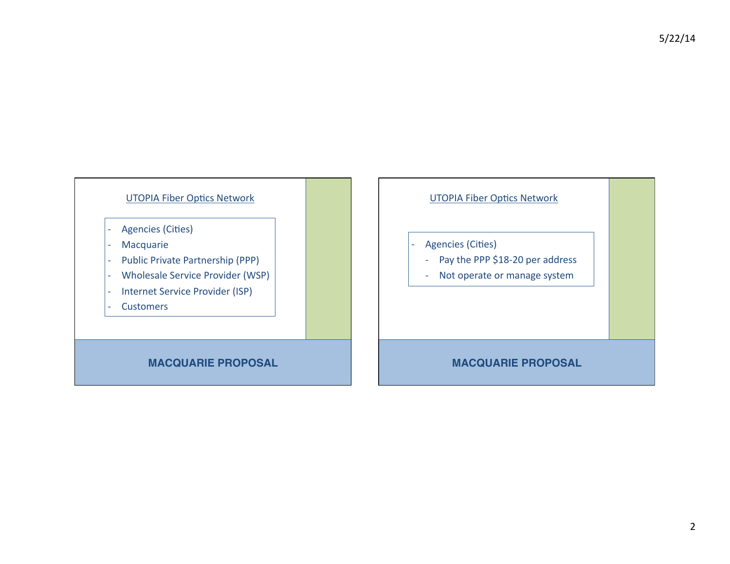## MACQUARIE PROPOSAL

UTOPIA Fiber Optics Network

- Agencies (Cities)
- Macquarie
- Public Private Partnership (PPP)
- Wholesale Service Provider (WSP)
- Internet Service Provider (ISP)
- Customers

## MACQUARIE PROPOSAL

UTOPIA Fiber Optics Network

- Agencies (Cities)
  - Pay the PPP $18-20 per address
  - Not operate or manage system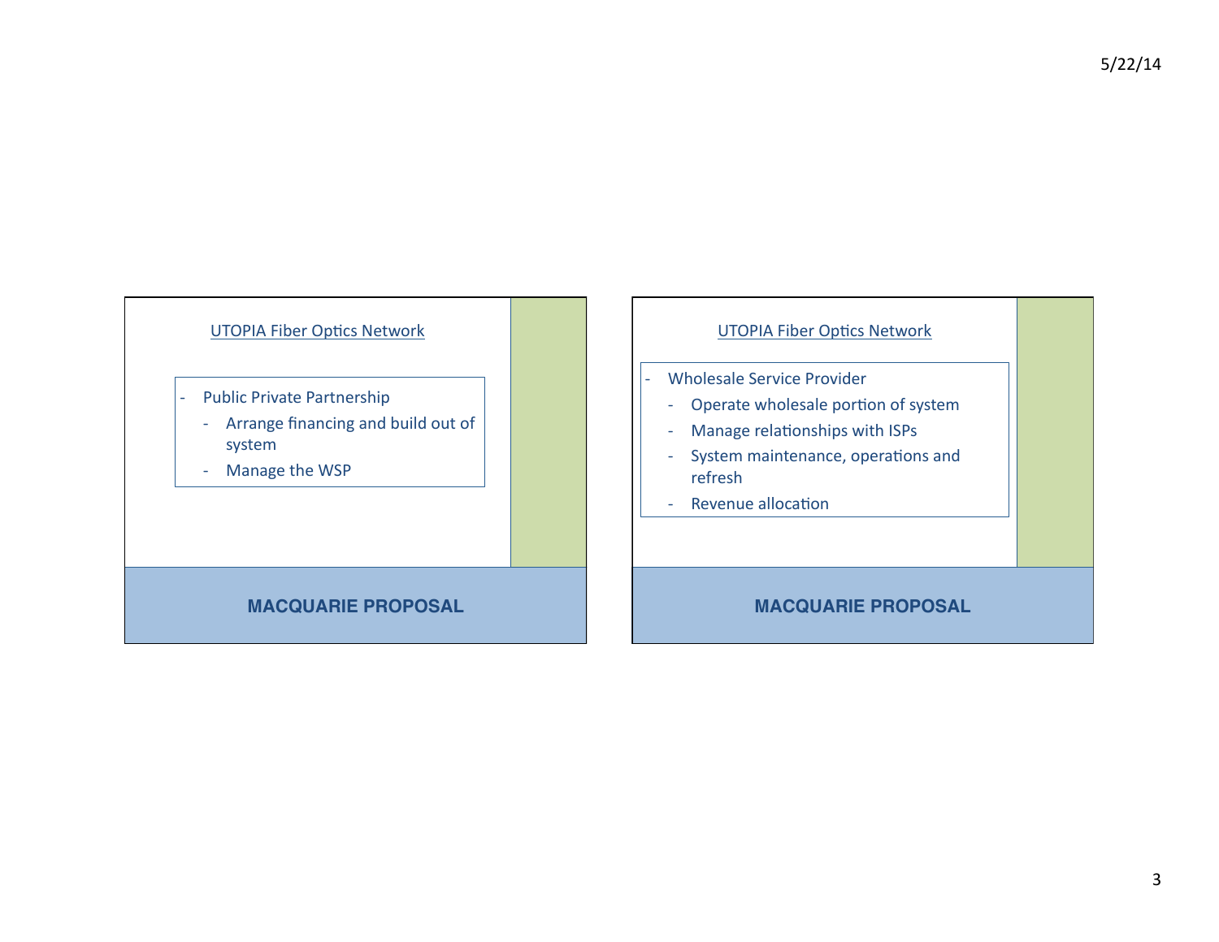## UTOPIA Fiber Optics Network

- Public Private Partnership
  - Arrange financing and build out of system
  - Manage the WSP

**MACQUARIE PROPOSAL**

## UTOPIA Fiber Optics Network

- Wholesale Service Provider
  - Operate wholesale portion of system
  - Manage relationships with ISPs
  - System maintenance, operations and refresh
  - Revenue allocation

**MACQUARIE PROPOSAL**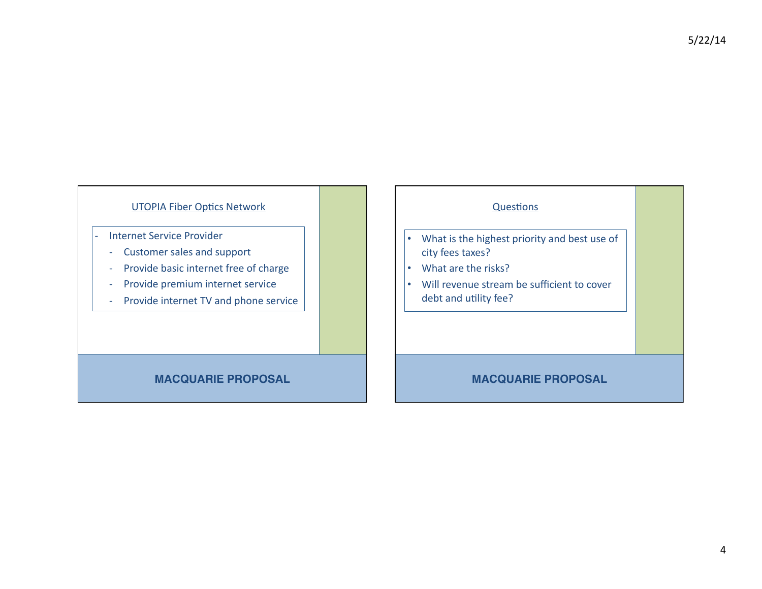## UTOPIA Fiber Optics Network

- Internet Service Provider
  - Customer sales and support
  - Provide basic internet free of charge
  - Provide premium internet service
  - Provide internet TV and phone service

**MACQUARIE PROPOSAL**

## Questions

- What is the highest priority and best use of city fees taxes?
- What are the risks?
- Will revenue stream be sufficient to cover debt and utility fee?

**MACQUARIE PROPOSAL**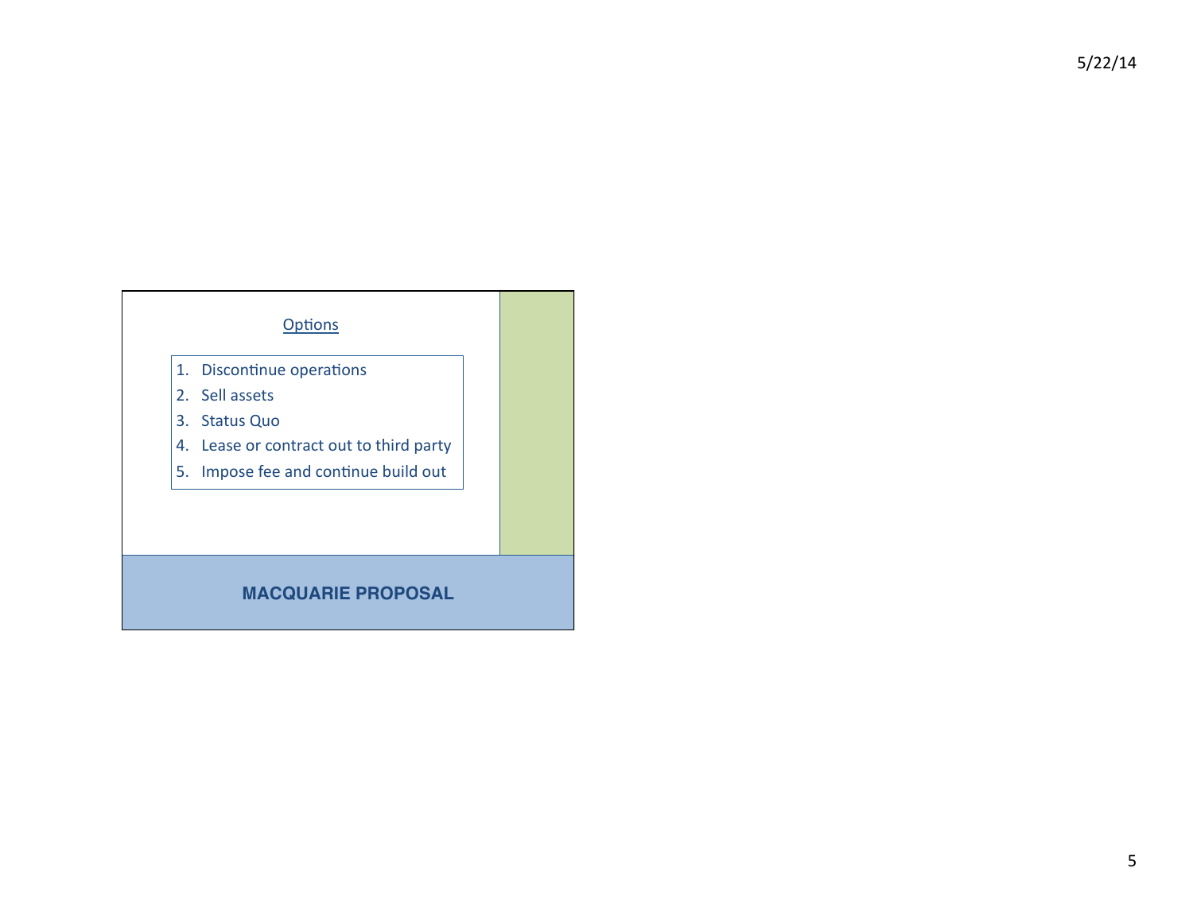**MACQUARIE PROPOSAL**

Options

1. Discontinue operations
2. Sell assets
3. Status Quo
4. Lease or contract out to third party
5. Impose fee and continue build out